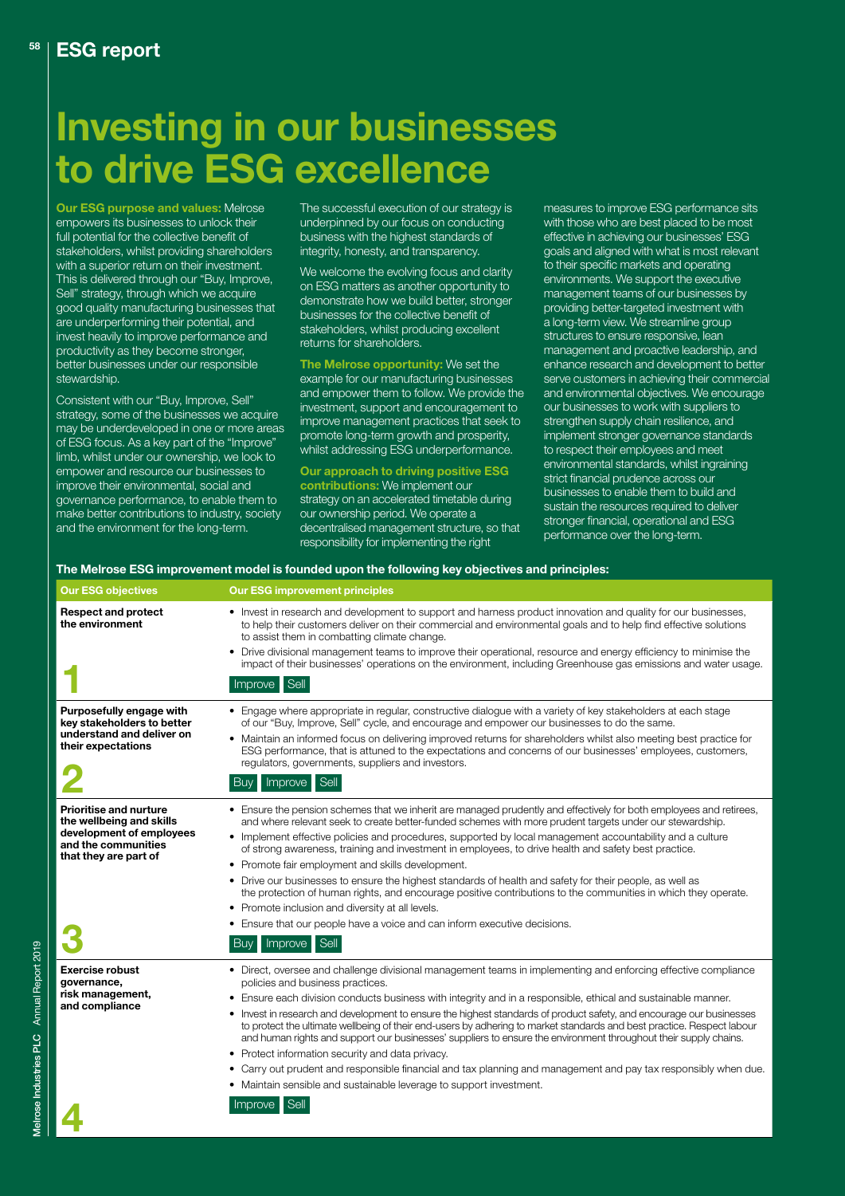# ESG report

# Investing in our businesses to drive ESG excellence

**Our ESG purpose and values:** Melrose empowers its businesses to unlock their full potential for the collective benefit of stakeholders, whilst providing shareholders with a superior return on their investment. This is delivered through our "Buy, Improve, Sell" strategy, through which we acquire good quality manufacturing businesses that are underperforming their potential, and invest heavily to improve performance and productivity as they become stronger, better businesses under our responsible stewardship.

Consistent with our "Buy, Improve, Sell" strategy, some of the businesses we acquire may be underdeveloped in one or more areas of ESG focus. As a key part of the "Improve" limb, whilst under our ownership, we look to empower and resource our businesses to improve their environmental, social and governance performance, to enable them to make better contributions to industry, society and the environment for the long-term.

The successful execution of our strategy is underpinned by our focus on conducting business with the highest standards of integrity, honesty, and transparency.

We welcome the evolving focus and clarity on ESG matters as another opportunity to demonstrate how we build better, stronger businesses for the collective benefit of stakeholders, whilst producing excellent returns for shareholders.

**The Melrose opportunity:** We set the example for our manufacturing businesses and empower them to follow. We provide the investment, support and encouragement to improve management practices that seek to promote long-term growth and prosperity, whilst addressing ESG underperformance.

**Our approach to driving positive ESG contributions:** We implement our strategy on an accelerated timetable during our ownership period. We operate a decentralised management structure, so that responsibility for implementing the right measures to improve ESG performance sits with those who are best placed to be most effective in achieving our businesses' ESG goals and aligned with what is most relevant to their specific markets and operating environments. We support the executive management teams of our businesses by providing better-targeted investment with a long-term view. We streamline group structures to ensure responsive, lean management and proactive leadership, and enhance research and development to better serve customers in achieving their commercial and environmental objectives. We encourage our businesses to work with suppliers to strengthen supply chain resilience, and implement stronger governance standards to respect their employees and meet environmental standards, whilst ingraining strict financial prudence across our businesses to enable them to build and sustain the resources required to deliver stronger financial, operational and ESG performance over the long-term.

**The Melrose ESG improvement model is founded upon the following key objectives and principles:**

| Our ESG objectives | Our ESG improvement principles |
|---|---|
| **Respect and protect the environment** 1 | • Invest in research and development to support and harness product innovation and quality for our businesses, to help their customers deliver on their commercial and environmental goals and to help find effective solutions to assist them in combatting climate change.<br>• Drive divisional management teams to improve their operational, resource and energy efficiency to minimise the impact of their businesses' operations on the environment, including Greenhouse gas emissions and water usage.<br>Improve Sell |
| **Purposefully engage with key stakeholders to better understand and deliver on their expectations** 2 | • Engage where appropriate in regular, constructive dialogue with a variety of key stakeholders at each stage of our "Buy, Improve, Sell" cycle, and encourage and empower our businesses to do the same.<br>• Maintain an informed focus on delivering improved returns for shareholders whilst also meeting best practice for ESG performance, that is attuned to the expectations and concerns of our businesses' employees, customers, regulators, governments, suppliers and investors.<br>Buy Improve Sell |
| **Prioritise and nurture the wellbeing and skills development of employees and the communities that they are part of** 3 | • Ensure the pension schemes that we inherit are managed prudently and effectively for both employees and retirees, and where relevant seek to create better-funded schemes with more prudent targets under our stewardship.<br>• Implement effective policies and procedures, supported by local management accountability and a culture of strong awareness, training and investment in employees, to drive health and safety best practice.<br>• Promote fair employment and skills development.<br>• Drive our businesses to ensure the highest standards of health and safety for their people, as well as the protection of human rights, and encourage positive contributions to the communities in which they operate.<br>• Promote inclusion and diversity at all levels.<br>• Ensure that our people have a voice and can inform executive decisions.<br>Buy Improve Sell |
| **Exercise robust governance, risk management, and compliance** 4 | • Direct, oversee and challenge divisional management teams in implementing and enforcing effective compliance policies and business practices.<br>• Ensure each division conducts business with integrity and in a responsible, ethical and sustainable manner.<br>• Invest in research and development to ensure the highest standards of product safety, and encourage our businesses to protect the ultimate wellbeing of their end-users by adhering to market standards and best practice. Respect labour and human rights and support our businesses' suppliers to ensure the environment throughout their supply chains.<br>• Protect information security and data privacy.<br>• Carry out prudent and responsible financial and tax planning and management and pay tax responsibly when due.<br>• Maintain sensible and sustainable leverage to support investment.<br>Improve Sell |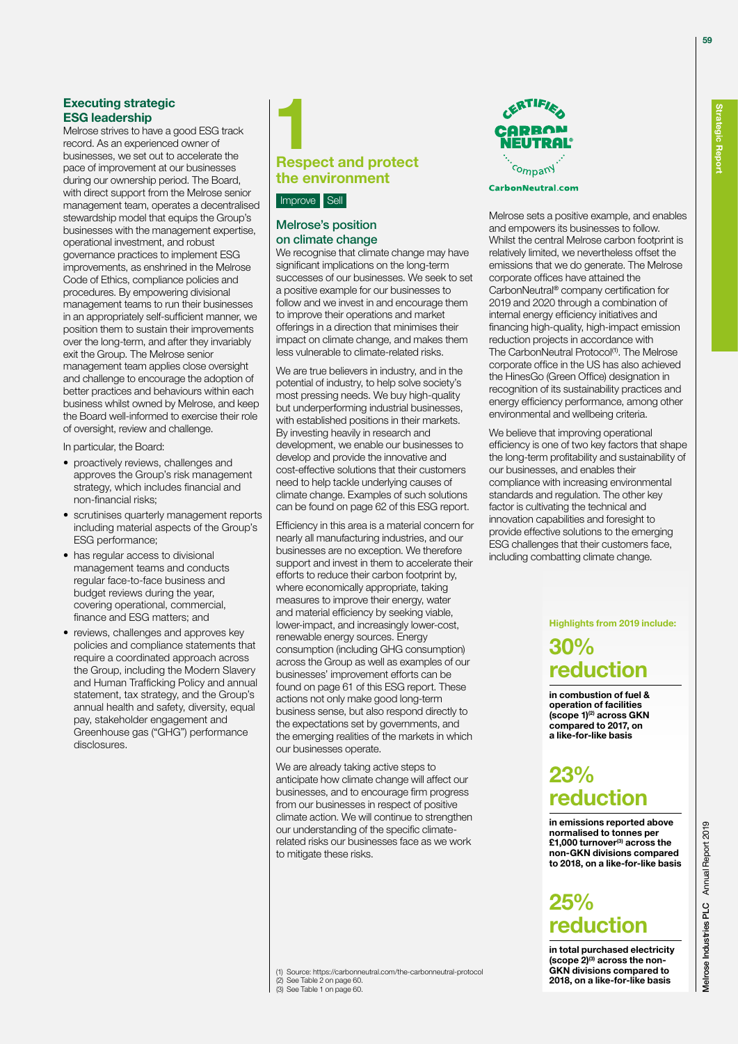## Executing strategic ESG leadership

Melrose strives to have a good ESG track record. As an experienced owner of businesses, we set out to accelerate the pace of improvement at our businesses during our ownership period. The Board, with direct support from the Melrose senior management team, operates a decentralised stewardship model that equips the Group's businesses with the management expertise, operational investment, and robust governance practices to implement ESG improvements, as enshrined in the Melrose Code of Ethics, compliance policies and procedures. By empowering divisional management teams to run their businesses in an appropriately self-sufficient manner, we position them to sustain their improvements over the long-term, and after they invariably exit the Group. The Melrose senior management team applies close oversight and challenge to encourage the adoption of better practices and behaviours within each business whilst owned by Melrose, and keep the Board well-informed to exercise their role of oversight, review and challenge.

In particular, the Board:

- proactively reviews, challenges and approves the Group's risk management strategy, which includes financial and non-financial risks;
- scrutinises quarterly management reports including material aspects of the Group's ESG performance;
- has regular access to divisional management teams and conducts regular face-to-face business and budget reviews during the year, covering operational, commercial, finance and ESG matters; and
- reviews, challenges and approves key policies and compliance statements that require a coordinated approach across the Group, including the Modern Slavery and Human Trafficking Policy and annual statement, tax strategy, and the Group's annual health and safety, diversity, equal pay, stakeholder engagement and Greenhouse gas ("GHG") performance disclosures.

# 1

## Respect and protect the environment

Improve Sell

### Melrose's position on climate change

We recognise that climate change may have significant implications on the long-term successes of our businesses. We seek to set a positive example for our businesses to follow and we invest in and encourage them to improve their operations and market offerings in a direction that minimises their impact on climate change, and makes them less vulnerable to climate-related risks.

We are true believers in industry, and in the potential of industry, to help solve society's most pressing needs. We buy high-quality but underperforming industrial businesses, with established positions in their markets. By investing heavily in research and development, we enable our businesses to develop and provide the innovative and cost-effective solutions that their customers need to help tackle underlying causes of climate change. Examples of such solutions can be found on page 62 of this ESG report.

Efficiency in this area is a material concern for nearly all manufacturing industries, and our businesses are no exception. We therefore support and invest in them to accelerate their efforts to reduce their carbon footprint by, where economically appropriate, taking measures to improve their energy, water and material efficiency by seeking viable, lower-impact, and increasingly lower-cost, renewable energy sources. Energy consumption (including GHG consumption) across the Group as well as examples of our businesses' improvement efforts can be found on page 61 of this ESG report. These actions not only make good long-term business sense, but also respond directly to the expectations set by governments, and the emerging realities of the markets in which our businesses operate.

We are already taking active steps to anticipate how climate change will affect our businesses, and to encourage firm progress from our businesses in respect of positive climate action. We will continue to strengthen our understanding of the specific climate-related risks our businesses face as we work to mitigate these risks.

(1) Source: https://carbonneutral.com/the-carbonneutral-protocol
(2) See Table 2 on page 60.
(3) See Table 1 on page 60.

CERTIFIED CARBON NEUTRAL® company
CarbonNeutral.com

Melrose sets a positive example, and enables and empowers its businesses to follow. Whilst the central Melrose carbon footprint is relatively limited, we nevertheless offset the emissions that we do generate. The Melrose corporate offices have attained the CarbonNeutral® company certification for 2019 and 2020 through a combination of internal energy efficiency initiatives and financing high-quality, high-impact emission reduction projects in accordance with The CarbonNeutral Protocol[1]. The Melrose corporate office in the US has also achieved the HinesGo (Green Office) designation in recognition of its sustainability practices and energy efficiency performance, among other environmental and wellbeing criteria.

We believe that improving operational efficiency is one of two key factors that shape the long-term profitability and sustainability of our businesses, and enables their compliance with increasing environmental standards and regulation. The other key factor is cultivating the technical and innovation capabilities and foresight to provide effective solutions to the emerging ESG challenges that their customers face, including combatting climate change.

**Highlights from 2019 include:**

## 30% reduction

**in combustion of fuel & operation of facilities (scope 1)[2] across GKN compared to 2017, on a like-for-like basis**

## 23% reduction

**in emissions reported above normalised to tonnes per £1,000 turnover[3] across the non-GKN divisions compared to 2018, on a like-for-like basis**

## 25% reduction

**in total purchased electricity (scope 2)[3] across the non-GKN divisions compared to 2018, on a like-for-like basis**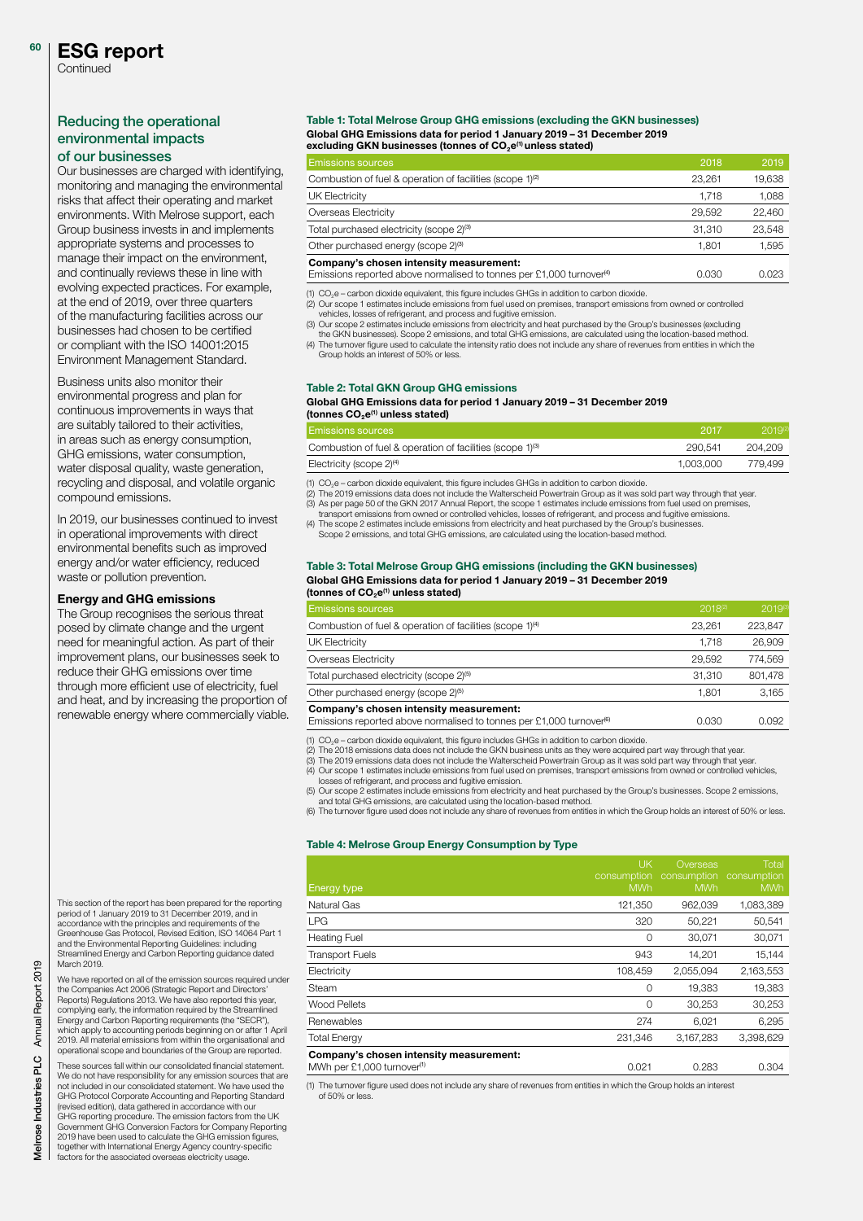# ESG report

Continued

## Reducing the operational environmental impacts of our businesses

Our businesses are charged with identifying, monitoring and managing the environmental risks that affect their operating and market environments. With Melrose support, each Group business invests in and implements appropriate systems and processes to manage their impact on the environment, and continually reviews these in line with evolving expected practices. For example, at the end of 2019, over three quarters of the manufacturing facilities across our businesses had chosen to be certified or compliant with the ISO 14001:2015 Environment Management Standard.

Business units also monitor their environmental progress and plan for continuous improvements in ways that are suitably tailored to their activities, in areas such as energy consumption, GHG emissions, water consumption, water disposal quality, waste generation, recycling and disposal, and volatile organic compound emissions.

In 2019, our businesses continued to invest in operational improvements with direct environmental benefits such as improved energy and/or water efficiency, reduced waste or pollution prevention.

### Energy and GHG emissions

The Group recognises the serious threat posed by climate change and the urgent need for meaningful action. As part of their improvement plans, our businesses seek to reduce their GHG emissions over time through more efficient use of electricity, fuel and heat, and by increasing the proportion of renewable energy where commercially viable.

This section of the report has been prepared for the reporting period of 1 January 2019 to 31 December 2019, and in accordance with the principles and requirements of the Greenhouse Gas Protocol, Revised Edition, ISO 14064 Part 1 and the Environmental Reporting Guidelines: including Streamlined Energy and Carbon Reporting guidance dated March 2019.

We have reported on all of the emission sources required under the Companies Act 2006 (Strategic Report and Directors' Reports) Regulations 2013. We have also reported this year, complying early, the information required by the Streamlined Energy and Carbon Reporting requirements (the "SECR"), which apply to accounting periods beginning on or after 1 April 2019. All material emissions from within the organisational and operational scope and boundaries of the Group are reported.

These sources fall within our consolidated financial statement. We do not have responsibility for any emission sources that are not included in our consolidated statement. We have used the GHG Protocol Corporate Accounting and Reporting Standard (revised edition), data gathered in accordance with our GHG reporting procedure. The emission factors from the UK Government GHG Conversion Factors for Company Reporting 2019 have been used to calculate the GHG emission figures, together with International Energy Agency country-specific factors for the associated overseas electricity usage.

#### Table 1: Total Melrose Group GHG emissions (excluding the GKN businesses)

**Global GHG Emissions data for period 1 January 2019 – 31 December 2019 excluding GKN businesses (tonnes of $CO_2e$[1] unless stated)**

| Emissions sources | 2018 | 2019 |
|---|---|---|
| Combustion of fuel & operation of facilities (scope 1)[2] | 23,261 | 19,638 |
| UK Electricity | 1,718 | 1,088 |
| Overseas Electricity | 29,592 | 22,460 |
| Total purchased electricity (scope 2)[3] | 31,310 | 23,548 |
| Other purchased energy (scope 2)[3] | 1,801 | 1,595 |
| **Company's chosen intensity measurement:** Emissions reported above normalised to tonnes per £1,000 turnover[4] | 0.030 | 0.023 |

(1) $CO_2e$ – carbon dioxide equivalent, this figure includes GHGs in addition to carbon dioxide.
(2) Our scope 1 estimates include emissions from fuel used on premises, transport emissions from owned or controlled vehicles, losses of refrigerant, and process and fugitive emission.
(3) Our scope 2 estimates include emissions from electricity and heat purchased by the Group's businesses (excluding the GKN businesses). Scope 2 emissions, and total GHG emissions, are calculated using the location-based method.
(4) The turnover figure used to calculate the intensity ratio does not include any share of revenues from entities in which the Group holds an interest of 50% or less.

#### Table 2: Total GKN Group GHG emissions

**Global GHG Emissions data for period 1 January 2019 – 31 December 2019 (tonnes $CO_2e$[1] unless stated)**

| Emissions sources | 2017 | 2019[2] |
|---|---|---|
| Combustion of fuel & operation of facilities (scope 1)[3] | 290,541 | 204,209 |
| Electricity (scope 2)[4] | 1,003,000 | 779,499 |

(1) $CO_2e$ – carbon dioxide equivalent, this figure includes GHGs in addition to carbon dioxide.
(2) The 2019 emissions data does not include the Walterscheid Powertrain Group as it was sold part way through that year.
(3) As per page 50 of the GKN 2017 Annual Report, the scope 1 estimates include emissions from fuel used on premises, transport emissions from owned or controlled vehicles, losses of refrigerant, and process and fugitive emissions.
(4) The scope 2 estimates include emissions from electricity and heat purchased by the Group's businesses. Scope 2 emissions, and total GHG emissions, are calculated using the location-based method.

#### Table 3: Total Melrose Group GHG emissions (including the GKN businesses)

**Global GHG Emissions data for period 1 January 2019 – 31 December 2019 (tonnes of $CO_2e$[1] unless stated)**

| Emissions sources | 2018[2] | 2019[3] |
|---|---|---|
| Combustion of fuel & operation of facilities (scope 1)[4] | 23,261 | 223,847 |
| UK Electricity | 1,718 | 26,909 |
| Overseas Electricity | 29,592 | 774,569 |
| Total purchased electricity (scope 2)[5] | 31,310 | 801,478 |
| Other purchased energy (scope 2)[5] | 1,801 | 3,165 |
| **Company's chosen intensity measurement:** Emissions reported above normalised to tonnes per £1,000 turnover[6] | 0.030 | 0.092 |

(1) $CO_2e$ – carbon dioxide equivalent, this figure includes GHGs in addition to carbon dioxide.
(2) The 2018 emissions data does not include the GKN business units as they were acquired part way through that year.
(3) The 2019 emissions data does not include the Walterscheid Powertrain Group as it was sold part way through that year.
(4) Our scope 1 estimates include emissions from fuel used on premises, transport emissions from owned or controlled vehicles, losses of refrigerant, and process and fugitive emission.
(5) Our scope 2 estimates include emissions from electricity and heat purchased by the Group's businesses. Scope 2 emissions, and total GHG emissions, are calculated using the location-based method.
(6) The turnover figure used does not include any share of revenues from entities in which the Group holds an interest of 50% or less.

#### Table 4: Melrose Group Energy Consumption by Type

| Energy type | UK consumption MWh | Overseas consumption MWh | Total consumption MWh |
|---|---|---|---|
| Natural Gas | 121,350 | 962,039 | 1,083,389 |
| LPG | 320 | 50,221 | 50,541 |
| Heating Fuel | 0 | 30,071 | 30,071 |
| Transport Fuels | 943 | 14,201 | 15,144 |
| Electricity | 108,459 | 2,055,094 | 2,163,553 |
| Steam | 0 | 19,383 | 19,383 |
| Wood Pellets | 0 | 30,253 | 30,253 |
| Renewables | 274 | 6,021 | 6,295 |
| Total Energy | 231,346 | 3,167,283 | 3,398,629 |
| **Company's chosen intensity measurement:** MWh per £1,000 turnover[1] | 0.021 | 0.283 | 0.304 |

(1) The turnover figure used does not include any share of revenues from entities in which the Group holds an interest of 50% or less.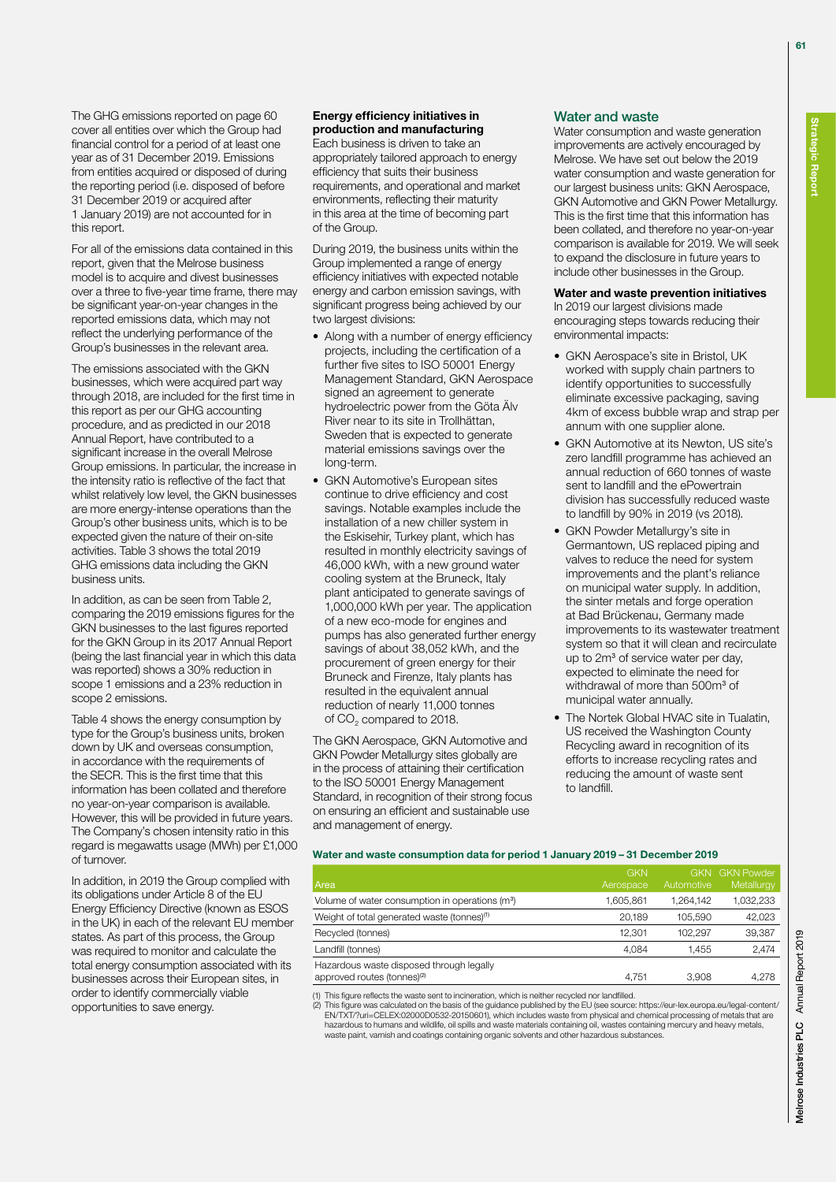The GHG emissions reported on page 60 cover all entities over which the Group had financial control for a period of at least one year as of 31 December 2019. Emissions from entities acquired or disposed of during the reporting period (i.e. disposed of before 31 December 2019 or acquired after 1 January 2019) are not accounted for in this report.

For all of the emissions data contained in this report, given that the Melrose business model is to acquire and divest businesses over a three to five-year time frame, there may be significant year-on-year changes in the reported emissions data, which may not reflect the underlying performance of the Group's businesses in the relevant area.

The emissions associated with the GKN businesses, which were acquired part way through 2018, are included for the first time in this report as per our GHG accounting procedure, and as predicted in our 2018 Annual Report, have contributed to a significant increase in the overall Melrose Group emissions. In particular, the increase in the intensity ratio is reflective of the fact that whilst relatively low level, the GKN businesses are more energy-intense operations than the Group's other business units, which is to be expected given the nature of their on-site activities. Table 3 shows the total 2019 GHG emissions data including the GKN business units.

In addition, as can be seen from Table 2, comparing the 2019 emissions figures for the GKN businesses to the last figures reported for the GKN Group in its 2017 Annual Report (being the last financial year in which this data was reported) shows a 30% reduction in scope 1 emissions and a 23% reduction in scope 2 emissions.

Table 4 shows the energy consumption by type for the Group's business units, broken down by UK and overseas consumption, in accordance with the requirements of the SECR. This is the first time that this information has been collated and therefore no year-on-year comparison is available. However, this will be provided in future years. The Company's chosen intensity ratio in this regard is megawatts usage (MWh) per £1,000 of turnover.

In addition, in 2019 the Group complied with its obligations under Article 8 of the EU Energy Efficiency Directive (known as ESOS in the UK) in each of the relevant EU member states. As part of this process, the Group was required to monitor and calculate the total energy consumption associated with its businesses across their European sites, in order to identify commercially viable opportunities to save energy.

**Energy efficiency initiatives in production and manufacturing**

Each business is driven to take an appropriately tailored approach to energy efficiency that suits their business requirements, and operational and market environments, reflecting their maturity in this area at the time of becoming part of the Group.

During 2019, the business units within the Group implemented a range of energy efficiency initiatives with expected notable energy and carbon emission savings, with significant progress being achieved by our two largest divisions:

- Along with a number of energy efficiency projects, including the certification of a further five sites to ISO 50001 Energy Management Standard, GKN Aerospace signed an agreement to generate hydroelectric power from the Göta Älv River near to its site in Trollhättan, Sweden that is expected to generate material emissions savings over the long-term.
- GKN Automotive's European sites continue to drive efficiency and cost savings. Notable examples include the installation of a new chiller system in the Eskisehir, Turkey plant, which has resulted in monthly electricity savings of 46,000 kWh, with a new ground water cooling system at the Bruneck, Italy plant anticipated to generate savings of 1,000,000 kWh per year. The application of a new eco-mode for engines and pumps has also generated further energy savings of about 38,052 kWh, and the procurement of green energy for their Bruneck and Firenze, Italy plants has resulted in the equivalent annual reduction of nearly 11,000 tonnes of $CO_2$ compared to 2018.

The GKN Aerospace, GKN Automotive and GKN Powder Metallurgy sites globally are in the process of attaining their certification to the ISO 50001 Energy Management Standard, in recognition of their strong focus on ensuring an efficient and sustainable use and management of energy.

## Water and waste

Water consumption and waste generation improvements are actively encouraged by Melrose. We have set out below the 2019 water consumption and waste generation for our largest business units: GKN Aerospace, GKN Automotive and GKN Power Metallurgy. This is the first time that this information has been collated, and therefore no year-on-year comparison is available for 2019. We will seek to expand the disclosure in future years to include other businesses in the Group.

**Water and waste prevention initiatives**

In 2019 our largest divisions made encouraging steps towards reducing their environmental impacts:

- GKN Aerospace's site in Bristol, UK worked with supply chain partners to identify opportunities to successfully eliminate excessive packaging, saving 4km of excess bubble wrap and strap per annum with one supplier alone.
- GKN Automotive at its Newton, US site's zero landfill programme has achieved an annual reduction of 660 tonnes of waste sent to landfill and the ePowertrain division has successfully reduced waste to landfill by 90% in 2019 (vs 2018).
- GKN Powder Metallurgy's site in Germantown, US replaced piping and valves to reduce the need for system improvements and the plant's reliance on municipal water supply. In addition, the sinter metals and forge operation at Bad Brückenau, Germany made improvements to its wastewater treatment system so that it will clean and recirculate up to 2m³ of service water per day, expected to eliminate the need for withdrawal of more than 500m³ of municipal water annually.
- The Nortek Global HVAC site in Tualatin, US received the Washington County Recycling award in recognition of its efforts to increase recycling rates and reducing the amount of waste sent to landfill.

**Water and waste consumption data for period 1 January 2019 – 31 December 2019**

| Area | GKN Aerospace | GKN Automotive | GKN Powder Metallurgy |
|---|---|---|---|
| Volume of water consumption in operations (m³) | 1,605,861 | 1,264,142 | 1,032,233 |
| Weight of total generated waste (tonnes)[1] | 20,189 | 105,590 | 42,023 |
| Recycled (tonnes) | 12,301 | 102,297 | 39,387 |
| Landfill (tonnes) | 4,084 | 1,455 | 2,474 |
| Hazardous waste disposed through legally approved routes (tonnes)[2] | 4,751 | 3,908 | 4,278 |

(1) This figure reflects the waste sent to incineration, which is neither recycled nor landfilled.
(2) This figure was calculated on the basis of the guidance published by the EU (see source: https://eur-lex.europa.eu/legal-content/EN/TXT/?uri=CELEX:02000D0532-20150601), which includes waste from physical and chemical processing of metals that are hazardous to humans and wildlife, oil spills and waste materials containing oil, wastes containing mercury and heavy metals, waste paint, varnish and coatings containing organic solvents and other hazardous substances.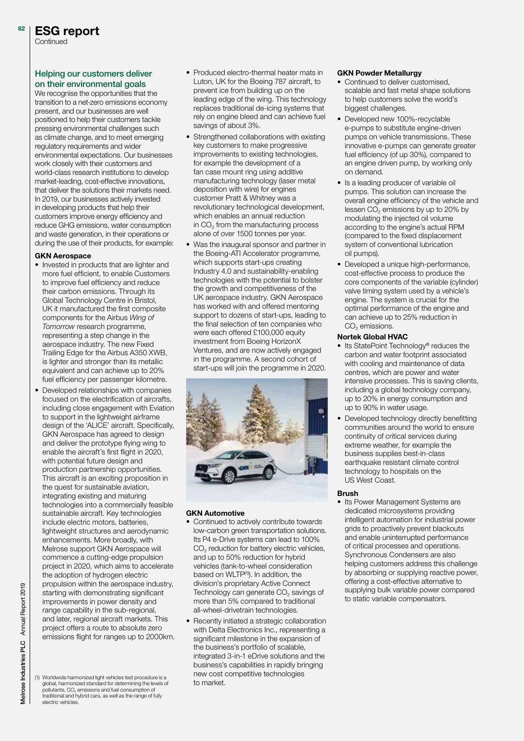## ESG report

Continued

### Helping our customers deliver on their environmental goals

We recognise the opportunities that the transition to a net-zero emissions economy present, and our businesses are well positioned to help their customers tackle pressing environmental challenges such as climate change, and to meet emerging regulatory requirements and wider environmental expectations. Our businesses work closely with their customers and world-class research institutions to develop market-leading, cost-effective innovations, that deliver the solutions their markets need. In 2019, our businesses actively invested in developing products that help their customers improve energy efficiency and reduce GHG emissions, water consumption and waste generation, in their operations or during the use of their products, for example:

**GKN Aerospace**

- Invested in products that are lighter and more fuel efficient, to enable Customers to improve fuel efficiency and reduce their carbon emissions. Through its Global Technology Centre in Bristol, UK it manufactured the first composite components for the Airbus *Wing of Tomorrow* research programme, representing a step change in the aerospace industry. The new Fixed Trailing Edge for the Airbus A350 XWB, is lighter and stronger than its metallic equivalent and can achieve up to 20% fuel efficiency per passenger kilometre.
- Developed relationships with companies focused on the electrification of aircrafts, including close engagement with Eviation to support in the lightweight airframe design of the 'ALICE' aircraft. Specifically, GKN Aerospace has agreed to design and deliver the prototype flying wing to enable the aircraft's first flight in 2020, with potential future design and production partnership opportunities. This aircraft is an exciting proposition in the quest for sustainable aviation, integrating existing and maturing technologies into a commercially feasible sustainable aircraft. Key technologies include electric motors, batteries, lightweight structures and aerodynamic enhancements. More broadly, with Melrose support GKN Aerospace will commence a cutting-edge propulsion project in 2020, which aims to accelerate the adoption of hydrogen electric propulsion within the aerospace industry, starting with demonstrating significant improvements in power density and range capability in the sub-regional, and later, regional aircraft markets. This project offers a route to absolute zero emissions flight for ranges up to 2000km.
- Produced electro-thermal heater mats in Luton, UK for the Boeing 787 aircraft, to prevent ice from building up on the leading edge of the wing. This technology replaces traditional de-icing systems that rely on engine bleed and can achieve fuel savings of about 3%.
- Strengthened collaborations with existing key customers to make progressive improvements to existing technologies, for example the development of a fan case mount ring using additive manufacturing technology (laser metal deposition with wire) for engines customer Pratt & Whitney was a revolutionary technological development, which enables an annual reduction in $CO_2$ from the manufacturing process alone of over 1500 tonnes per year.
- Was the inaugural sponsor and partner in the Boeing-ATI Accelerator programme, which supports start-ups creating Industry 4.0 and sustainability-enabling technologies with the potential to bolster the growth and competitiveness of the UK aerospace industry. GKN Aerospace has worked with and offered mentoring support to dozens of start-ups, leading to the final selection of ten companies who were each offered £100,000 equity investment from Boeing HorizonX Ventures, and are now actively engaged in the programme. A second cohort of start-ups will join the programme in 2020.

**GKN Automotive**

- Continued to actively contribute towards low-carbon green transportation solutions. Its P4 e-Drive systems can lead to 100% $CO_2$ reduction for battery electric vehicles, and up to 50% reduction for hybrid vehicles (tank-to-wheel consideration based on WLTP[1]). In addition, the division's proprietary Active Connect Technology can generate $CO_2$ savings of more than 5% compared to traditional all-wheel-drivetrain technologies.
- Recently initiated a strategic collaboration with Delta Electronics Inc., representing a significant milestone in the expansion of the business's portfolio of scalable, integrated 3-in-1 eDrive solutions and the business's capabilities in rapidly bringing new cost competitive technologies to market.

**GKN Powder Metallurgy**

- Continued to deliver customised, scalable and fast metal shape solutions to help customers solve the world's biggest challenges.
- Developed new 100%-recyclable e-pumps to substitute engine-driven pumps on vehicle transmissions. These innovative e-pumps can generate greater fuel efficiency (of up 30%), compared to an engine driven pump, by working only on demand.
- Is a leading producer of variable oil pumps. This solution can increase the overall engine efficiency of the vehicle and lessen $CO_2$ emissions by up to 20% by modulating the injected oil volume according to the engine's actual RPM (compared to the fixed displacement system of conventional lubrication oil pumps).
- Developed a unique high-performance, cost-effective process to produce the core components of the variable (cylinder) valve timing system used by a vehicle's engine. The system is crucial for the optimal performance of the engine and can achieve up to 25% reduction in $CO_2$ emissions.

**Nortek Global HVAC**

- Its StatePoint Technology® reduces the carbon and water footprint associated with cooling and maintenance of data centres, which are power and water intensive processes. This is saving clients, including a global technology company, up to 20% in energy consumption and up to 90% in water usage.
- Developed technology directly benefitting communities around the world to ensure continuity of critical services during extreme weather, for example the business supplies best-in-class earthquake resistant climate control technology to hospitals on the US West Coast.

**Brush**

- Its Power Management Systems are dedicated microsystems providing intelligent automation for industrial power grids to proactively prevent blackouts and enable uninterrupted performance of critical processes and operations. Synchronous Condensers are also helping customers address this challenge by absorbing or supplying reactive power, offering a cost-effective alternative to supplying bulk variable power compared to static variable compensators.

(1) Worldwide harmonized light vehicles test procedure is a global, harmonized standard for determining the levels of pollutants, $CO_2$ emissions and fuel consumption of traditional and hybrid cars, as well as the range of fully electric vehicles.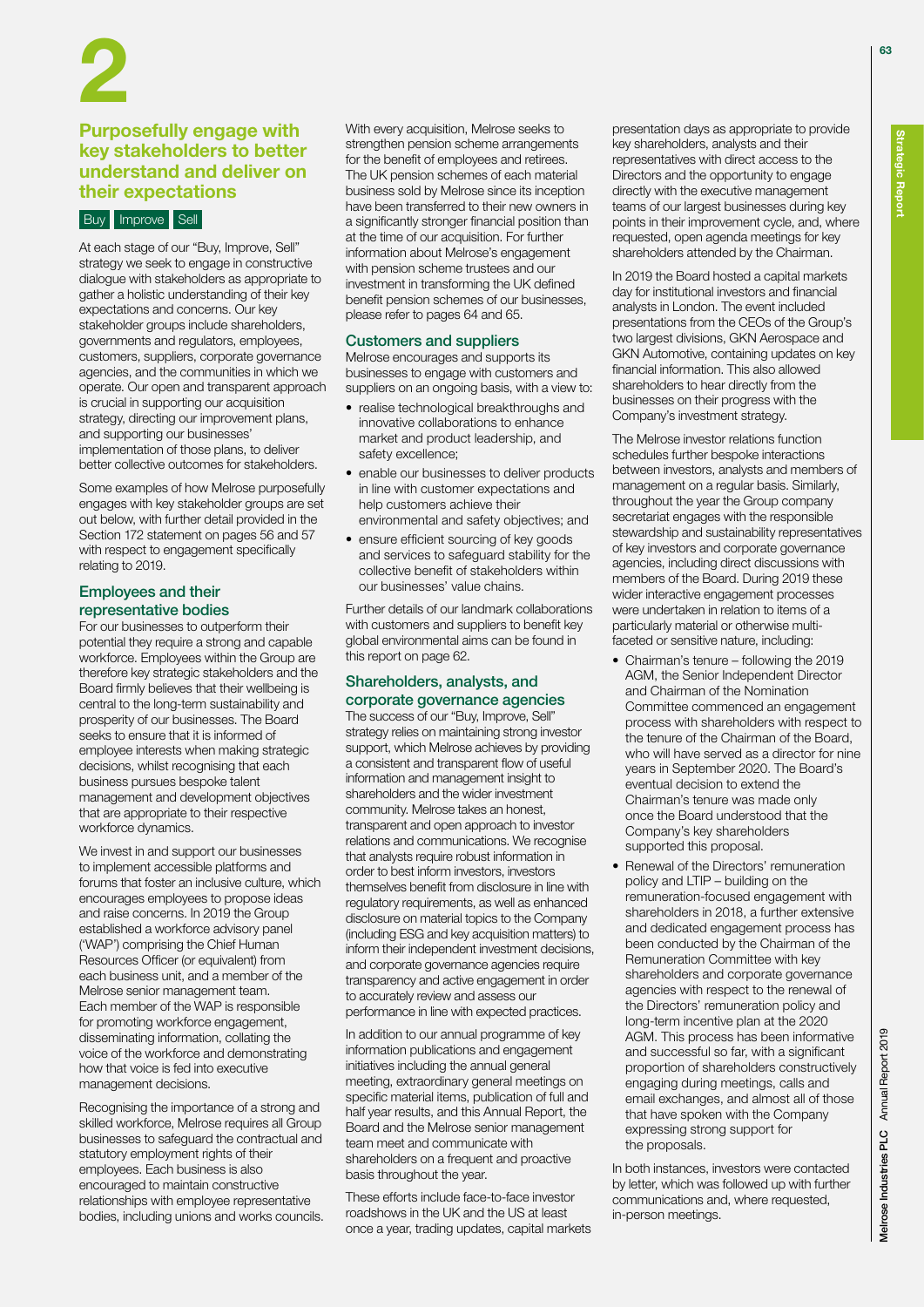# 2

## Purposefully engage with key stakeholders to better understand and deliver on their expectations

Buy Improve Sell

At each stage of our "Buy, Improve, Sell" strategy we seek to engage in constructive dialogue with stakeholders as appropriate to gather a holistic understanding of their key expectations and concerns. Our key stakeholder groups include shareholders, governments and regulators, employees, customers, suppliers, corporate governance agencies, and the communities in which we operate. Our open and transparent approach is crucial in supporting our acquisition strategy, directing our improvement plans, and supporting our businesses' implementation of those plans, to deliver better collective outcomes for stakeholders.

Some examples of how Melrose purposefully engages with key stakeholder groups are set out below, with further detail provided in the Section 172 statement on pages 56 and 57 with respect to engagement specifically relating to 2019.

### Employees and their representative bodies

For our businesses to outperform their potential they require a strong and capable workforce. Employees within the Group are therefore key strategic stakeholders and the Board firmly believes that their wellbeing is central to the long-term sustainability and prosperity of our businesses. The Board seeks to ensure that it is informed of employee interests when making strategic decisions, whilst recognising that each business pursues bespoke talent management and development objectives that are appropriate to their respective workforce dynamics.

We invest in and support our businesses to implement accessible platforms and forums that foster an inclusive culture, which encourages employees to propose ideas and raise concerns. In 2019 the Group established a workforce advisory panel ('WAP') comprising the Chief Human Resources Officer (or equivalent) from each business unit, and a member of the Melrose senior management team. Each member of the WAP is responsible for promoting workforce engagement, disseminating information, collating the voice of the workforce and demonstrating how that voice is fed into executive management decisions.

Recognising the importance of a strong and skilled workforce, Melrose requires all Group businesses to safeguard the contractual and statutory employment rights of their employees. Each business is also encouraged to maintain constructive relationships with employee representative bodies, including unions and works councils.

With every acquisition, Melrose seeks to strengthen pension scheme arrangements for the benefit of employees and retirees. The UK pension schemes of each material business sold by Melrose since its inception have been transferred to their new owners in a significantly stronger financial position than at the time of our acquisition. For further information about Melrose's engagement with pension scheme trustees and our investment in transforming the UK defined benefit pension schemes of our businesses, please refer to pages 64 and 65.

### Customers and suppliers

Melrose encourages and supports its businesses to engage with customers and suppliers on an ongoing basis, with a view to:

- realise technological breakthroughs and innovative collaborations to enhance market and product leadership, and safety excellence;
- enable our businesses to deliver products in line with customer expectations and help customers achieve their environmental and safety objectives; and
- ensure efficient sourcing of key goods and services to safeguard stability for the collective benefit of stakeholders within our businesses' value chains.

Further details of our landmark collaborations with customers and suppliers to benefit key global environmental aims can be found in this report on page 62.

### Shareholders, analysts, and corporate governance agencies

The success of our "Buy, Improve, Sell" strategy relies on maintaining strong investor support, which Melrose achieves by providing a consistent and transparent flow of useful information and management insight to shareholders and the wider investment community. Melrose takes an honest, transparent and open approach to investor relations and communications. We recognise that analysts require robust information in order to best inform investors, investors themselves benefit from disclosure in line with regulatory requirements, as well as enhanced disclosure on material topics to the Company (including ESG and key acquisition matters) to inform their independent investment decisions, and corporate governance agencies require transparency and active engagement in order to accurately review and assess our performance in line with expected practices.

In addition to our annual programme of key information publications and engagement initiatives including the annual general meeting, extraordinary general meetings on specific material items, publication of full and half year results, and this Annual Report, the Board and the Melrose senior management team meet and communicate with shareholders on a frequent and proactive basis throughout the year.

These efforts include face-to-face investor roadshows in the UK and the US at least once a year, trading updates, capital markets presentation days as appropriate to provide key shareholders, analysts and their representatives with direct access to the Directors and the opportunity to engage directly with the executive management teams of our largest businesses during key points in their improvement cycle, and, where requested, open agenda meetings for key shareholders attended by the Chairman.

In 2019 the Board hosted a capital markets day for institutional investors and financial analysts in London. The event included presentations from the CEOs of the Group's two largest divisions, GKN Aerospace and GKN Automotive, containing updates on key financial information. This also allowed shareholders to hear directly from the businesses on their progress with the Company's investment strategy.

The Melrose investor relations function schedules further bespoke interactions between investors, analysts and members of management on a regular basis. Similarly, throughout the year the Group company secretariat engages with the responsible stewardship and sustainability representatives of key investors and corporate governance agencies, including direct discussions with members of the Board. During 2019 these wider interactive engagement processes were undertaken in relation to items of a particularly material or otherwise multi-faceted or sensitive nature, including:

- Chairman's tenure – following the 2019 AGM, the Senior Independent Director and Chairman of the Nomination Committee commenced an engagement process with shareholders with respect to the tenure of the Chairman of the Board, who will have served as a director for nine years in September 2020. The Board's eventual decision to extend the Chairman's tenure was made only once the Board understood that the Company's key shareholders supported this proposal.
- Renewal of the Directors' remuneration policy and LTIP – building on the remuneration-focused engagement with shareholders in 2018, a further extensive and dedicated engagement process has been conducted by the Chairman of the Remuneration Committee with key shareholders and corporate governance agencies with respect to the renewal of the Directors' remuneration policy and long-term incentive plan at the 2020 AGM. This process has been informative and successful so far, with a significant proportion of shareholders constructively engaging during meetings, calls and email exchanges, and almost all of those that have spoken with the Company expressing strong support for the proposals.

In both instances, investors were contacted by letter, which was followed up with further communications and, where requested, in-person meetings.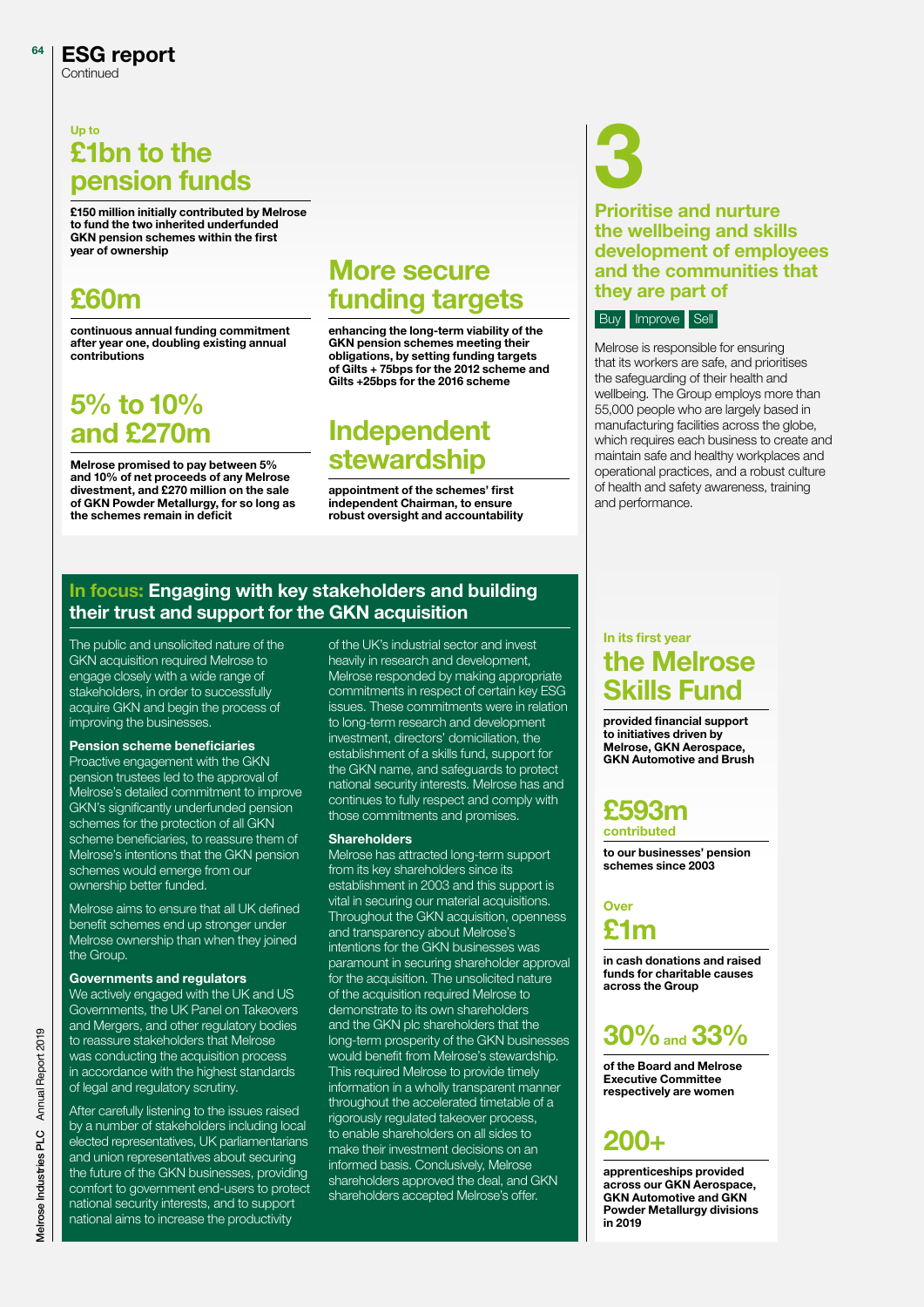# ESG report

Continued

Up to

## £1bn to the pension funds

**£150 million initially contributed by Melrose to fund the two inherited underfunded GKN pension schemes within the first year of ownership**

## £60m

**continuous annual funding commitment after year one, doubling existing annual contributions**

## 5% to 10% and £270m

**Melrose promised to pay between 5% and 10% of net proceeds of any Melrose divestment, and £270 million on the sale of GKN Powder Metallurgy, for so long as the schemes remain in deficit**

## More secure funding targets

**enhancing the long-term viability of the GKN pension schemes meeting their obligations, by setting funding targets of Gilts + 75bps for the 2012 scheme and Gilts +25bps for the 2016 scheme**

## Independent stewardship

**appointment of the schemes' first independent Chairman, to ensure robust oversight and accountability**

## 3

### Prioritise and nurture the wellbeing and skills development of employees and the communities that they are part of

Buy | Improve | Sell

Melrose is responsible for ensuring that its workers are safe, and prioritises the safeguarding of their health and wellbeing. The Group employs more than 55,000 people who are largely based in manufacturing facilities across the globe, which requires each business to create and maintain safe and healthy workplaces and operational practices, and a robust culture of health and safety awareness, training and performance.

## In focus: Engaging with key stakeholders and building their trust and support for the GKN acquisition

The public and unsolicited nature of the GKN acquisition required Melrose to engage closely with a wide range of stakeholders, in order to successfully acquire GKN and begin the process of improving the businesses.

**Pension scheme beneficiaries**

Proactive engagement with the GKN pension trustees led to the approval of Melrose's detailed commitment to improve GKN's significantly underfunded pension schemes for the protection of all GKN scheme beneficiaries, to reassure them of Melrose's intentions that the GKN pension schemes would emerge from our ownership better funded.

Melrose aims to ensure that all UK defined benefit schemes end up stronger under Melrose ownership than when they joined the Group.

**Governments and regulators**

We actively engaged with the UK and US Governments, the UK Panel on Takeovers and Mergers, and other regulatory bodies to reassure stakeholders that Melrose was conducting the acquisition process in accordance with the highest standards of legal and regulatory scrutiny.

After carefully listening to the issues raised by a number of stakeholders including local elected representatives, UK parliamentarians and union representatives about securing the future of the GKN businesses, providing comfort to government end-users to protect national security interests, and to support national aims to increase the productivity of the UK's industrial sector and invest heavily in research and development, Melrose responded by making appropriate commitments in respect of certain key ESG issues. These commitments were in relation to long-term research and development investment, directors' domiciliation, the establishment of a skills fund, support for the GKN name, and safeguards to protect national security interests. Melrose has and continues to fully respect and comply with those commitments and promises.

**Shareholders**

Melrose has attracted long-term support from its key shareholders since its establishment in 2003 and this support is vital in securing our material acquisitions. Throughout the GKN acquisition, openness and transparency about Melrose's intentions for the GKN businesses was paramount in securing shareholder approval for the acquisition. The unsolicited nature of the acquisition required Melrose to demonstrate to its own shareholders and the GKN plc shareholders that the long-term prosperity of the GKN businesses would benefit from Melrose's stewardship. This required Melrose to provide timely information in a wholly transparent manner throughout the accelerated timetable of a rigorously regulated takeover process, to enable shareholders on all sides to make their investment decisions on an informed basis. Conclusively, Melrose shareholders approved the deal, and GKN shareholders accepted Melrose's offer.

In its first year

## the Melrose Skills Fund

**provided financial support to initiatives driven by Melrose, GKN Aerospace, GKN Automotive and Brush**

## £593m

contributed

**to our businesses' pension schemes since 2003**

Over

## £1m

**in cash donations and raised funds for charitable causes across the Group**

## 30% and 33%

**of the Board and Melrose Executive Committee respectively are women**

## 200+

**apprenticeships provided across our GKN Aerospace, GKN Automotive and GKN Powder Metallurgy divisions in 2019**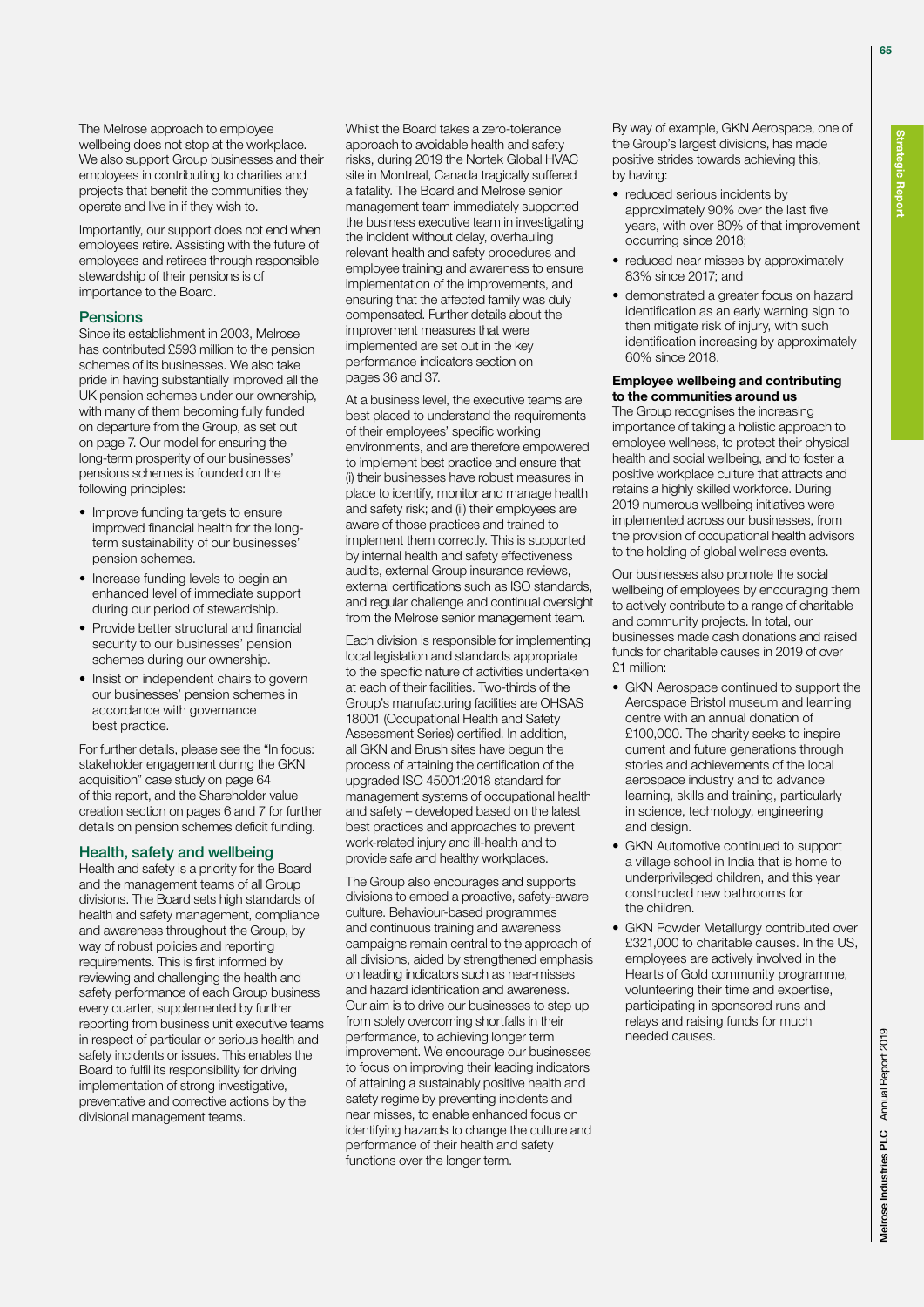The Melrose approach to employee wellbeing does not stop at the workplace. We also support Group businesses and their employees in contributing to charities and projects that benefit the communities they operate and live in if they wish to.

Importantly, our support does not end when employees retire. Assisting with the future of employees and retirees through responsible stewardship of their pensions is of importance to the Board.

## Pensions

Since its establishment in 2003, Melrose has contributed £593 million to the pension schemes of its businesses. We also take pride in having substantially improved all the UK pension schemes under our ownership, with many of them becoming fully funded on departure from the Group, as set out on page 7. Our model for ensuring the long-term prosperity of our businesses' pensions schemes is founded on the following principles:

- Improve funding targets to ensure improved financial health for the long-term sustainability of our businesses' pension schemes.
- Increase funding levels to begin an enhanced level of immediate support during our period of stewardship.
- Provide better structural and financial security to our businesses' pension schemes during our ownership.
- Insist on independent chairs to govern our businesses' pension schemes in accordance with governance best practice.

For further details, please see the "In focus: stakeholder engagement during the GKN acquisition" case study on page 64 of this report, and the Shareholder value creation section on pages 6 and 7 for further details on pension schemes deficit funding.

## Health, safety and wellbeing

Health and safety is a priority for the Board and the management teams of all Group divisions. The Board sets high standards of health and safety management, compliance and awareness throughout the Group, by way of robust policies and reporting requirements. This is first informed by reviewing and challenging the health and safety performance of each Group business every quarter, supplemented by further reporting from business unit executive teams in respect of particular or serious health and safety incidents or issues. This enables the Board to fulfil its responsibility for driving implementation of strong investigative, preventative and corrective actions by the divisional management teams.

Whilst the Board takes a zero-tolerance approach to avoidable health and safety risks, during 2019 the Nortek Global HVAC site in Montreal, Canada tragically suffered a fatality. The Board and Melrose senior management team immediately supported the business executive team in investigating the incident without delay, overhauling relevant health and safety procedures and employee training and awareness to ensure implementation of the improvements, and ensuring that the affected family was duly compensated. Further details about the improvement measures that were implemented are set out in the key performance indicators section on pages 36 and 37.

At a business level, the executive teams are best placed to understand the requirements of their employees' specific working environments, and are therefore empowered to implement best practice and ensure that (i) their businesses have robust measures in place to identify, monitor and manage health and safety risk; and (ii) their employees are aware of those practices and trained to implement them correctly. This is supported by internal health and safety effectiveness audits, external Group insurance reviews, external certifications such as ISO standards, and regular challenge and continual oversight from the Melrose senior management team.

Each division is responsible for implementing local legislation and standards appropriate to the specific nature of activities undertaken at each of their facilities. Two-thirds of the Group's manufacturing facilities are OHSAS 18001 (Occupational Health and Safety Assessment Series) certified. In addition, all GKN and Brush sites have begun the process of attaining the certification of the upgraded ISO 45001:2018 standard for management systems of occupational health and safety – developed based on the latest best practices and approaches to prevent work-related injury and ill-health and to provide safe and healthy workplaces.

The Group also encourages and supports divisions to embed a proactive, safety-aware culture. Behaviour-based programmes and continuous training and awareness campaigns remain central to the approach of all divisions, aided by strengthened emphasis on leading indicators such as near-misses and hazard identification and awareness. Our aim is to drive our businesses to step up from solely overcoming shortfalls in their performance, to achieving longer term improvement. We encourage our businesses to focus on improving their leading indicators of attaining a sustainably positive health and safety regime by preventing incidents and near misses, to enable enhanced focus on identifying hazards to change the culture and performance of their health and safety functions over the longer term.

By way of example, GKN Aerospace, one of the Group's largest divisions, has made positive strides towards achieving this, by having:

- reduced serious incidents by approximately 90% over the last five years, with over 80% of that improvement occurring since 2018;
- reduced near misses by approximately 83% since 2017; and
- demonstrated a greater focus on hazard identification as an early warning sign to then mitigate risk of injury, with such identification increasing by approximately 60% since 2018.

### Employee wellbeing and contributing to the communities around us

The Group recognises the increasing importance of taking a holistic approach to employee wellness, to protect their physical health and social wellbeing, and to foster a positive workplace culture that attracts and retains a highly skilled workforce. During 2019 numerous wellbeing initiatives were implemented across our businesses, from the provision of occupational health advisors to the holding of global wellness events.

Our businesses also promote the social wellbeing of employees by encouraging them to actively contribute to a range of charitable and community projects. In total, our businesses made cash donations and raised funds for charitable causes in 2019 of over £1 million:

- GKN Aerospace continued to support the Aerospace Bristol museum and learning centre with an annual donation of £100,000. The charity seeks to inspire current and future generations through stories and achievements of the local aerospace industry and to advance learning, skills and training, particularly in science, technology, engineering and design.
- GKN Automotive continued to support a village school in India that is home to underprivileged children, and this year constructed new bathrooms for the children.
- GKN Powder Metallurgy contributed over £321,000 to charitable causes. In the US, employees are actively involved in the Hearts of Gold community programme, volunteering their time and expertise, participating in sponsored runs and relays and raising funds for much needed causes.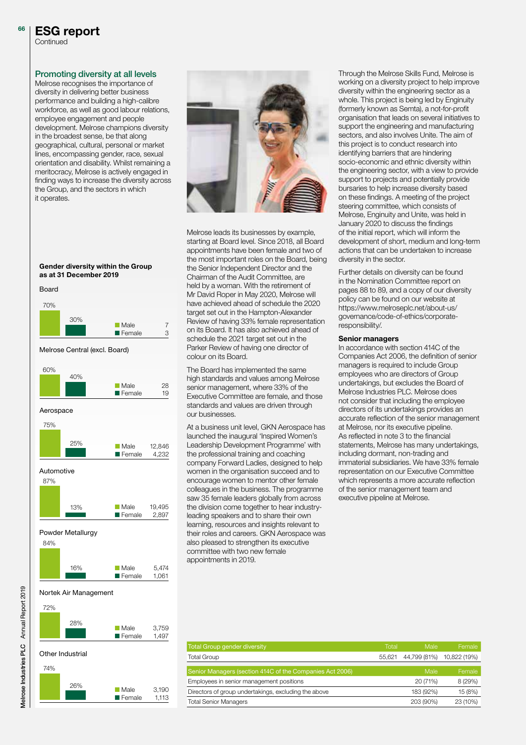# ESG report

Continued

## Promoting diversity at all levels

Melrose recognises the importance of diversity in delivering better business performance and building a high-calibre workforce, as well as good labour relations, employee engagement and people development. Melrose champions diversity in the broadest sense, be that along geographical, cultural, personal or market lines, encompassing gender, race, sexual orientation and disability. Whilst remaining a meritocracy, Melrose is actively engaged in finding ways to increase the diversity across the Group, and the sectors in which it operates.

**Gender diversity within the Group as at 31 December 2019**

Board

70%
30%
Male 7
Female 3

Melrose Central (excl. Board)

60%
40%
Male 28
Female 19

Aerospace

75%
25%
Male 12,846
Female 4,232

Automotive

87%
13%
Male 19,495
Female 2,897

Powder Metallurgy

84%
16%
Male 5,474
Female 1,061

Nortek Air Management

72%
28%
Male 3,759
Female 1,497

Other Industrial

74%
26%
Male 3,190
Female 1,113

Melrose leads its businesses by example, starting at Board level. Since 2018, all Board appointments have been female and two of the most important roles on the Board, being the Senior Independent Director and the Chairman of the Audit Committee, are held by a woman. With the retirement of Mr David Roper in May 2020, Melrose will have achieved ahead of schedule the 2020 target set out in the Hampton-Alexander Review of having 33% female representation on its Board. It has also achieved ahead of schedule the 2021 target set out in the Parker Review of having one director of colour on its Board.

The Board has implemented the same high standards and values among Melrose senior management, where 33% of the Executive Committee are female, and those standards and values are driven through our businesses.

At a business unit level, GKN Aerospace has launched the inaugural 'Inspired Women's Leadership Development Programme' with the professional training and coaching company Forward Ladies, designed to help women in the organisation succeed and to encourage women to mentor other female colleagues in the business. The programme saw 35 female leaders globally from across the division come together to hear industry-leading speakers and to share their own learning, resources and insights relevant to their roles and careers. GKN Aerospace was also pleased to strengthen its executive committee with two new female appointments in 2019.

Through the Melrose Skills Fund, Melrose is working on a diversity project to help improve diversity within the engineering sector as a whole. This project is being led by Enginuity (formerly known as Semta), a not-for-profit organisation that leads on several initiatives to support the engineering and manufacturing sectors, and also involves Unite. The aim of this project is to conduct research into identifying barriers that are hindering socio-economic and ethnic diversity within the engineering sector, with a view to provide support to projects and potentially provide bursaries to help increase diversity based on these findings. A meeting of the project steering committee, which consists of Melrose, Enginuity and Unite, was held in January 2020 to discuss the findings of the initial report, which will inform the development of short, medium and long-term actions that can be undertaken to increase diversity in the sector.

Further details on diversity can be found in the Nomination Committee report on pages 88 to 89, and a copy of our diversity policy can be found on our website at https://www.melroseplc.net/about-us/governance/code-of-ethics/corporate-responsibility/.

### Senior managers

In accordance with section 414C of the Companies Act 2006, the definition of senior managers is required to include Group employees who are directors of Group undertakings, but excludes the Board of Melrose Industries PLC. Melrose does not consider that including the employee directors of its undertakings provides an accurate reflection of the senior management at Melrose, nor its executive pipeline. As reflected in note 3 to the financial statements, Melrose has many undertakings, including dormant, non-trading and immaterial subsidiaries. We have 33% female representation on our Executive Committee which represents a more accurate reflection of the senior management team and executive pipeline at Melrose.

| Total Group gender diversity | Total | Male | Female |
|---|---|---|---|
| Total Group | 55,621 | 44,799 (81%) | 10,822 (19%) |
| **Senior Managers (section 414C of the Companies Act 2006)** | | **Male** | **Female** |
| Employees in senior management positions | | 20 (71%) | 8 (29%) |
| Directors of group undertakings, excluding the above | | 183 (92%) | 15 (8%) |
| Total Senior Managers | | 203 (90%) | 23 (10%) |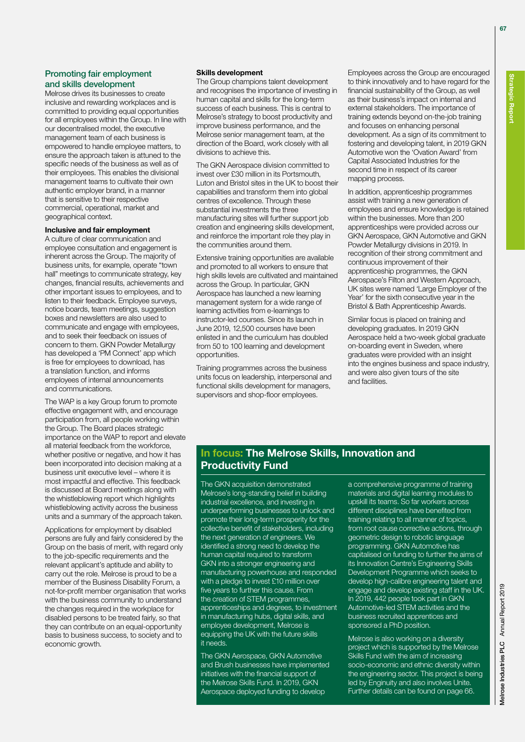## Promoting fair employment and skills development

Melrose drives its businesses to create inclusive and rewarding workplaces and is committed to providing equal opportunities for all employees within the Group. In line with our decentralised model, the executive management team of each business is empowered to handle employee matters, to ensure the approach taken is attuned to the specific needs of the business as well as of their employees. This enables the divisional management teams to cultivate their own authentic employer brand, in a manner that is sensitive to their respective commercial, operational, market and geographical context.

**Inclusive and fair employment**

A culture of clear communication and employee consultation and engagement is inherent across the Group. The majority of business units, for example, operate "town hall" meetings to communicate strategy, key changes, financial results, achievements and other important issues to employees, and to listen to their feedback. Employee surveys, notice boards, team meetings, suggestion boxes and newsletters are also used to communicate and engage with employees, and to seek their feedback on issues of concern to them. GKN Powder Metallurgy has developed a 'PM Connect' app which is free for employees to download, has a translation function, and informs employees of internal announcements and communications.

The WAP is a key Group forum to promote effective engagement with, and encourage participation from, all people working within the Group. The Board places strategic importance on the WAP to report and elevate all material feedback from the workforce, whether positive or negative, and how it has been incorporated into decision making at a business unit executive level – where it is most impactful and effective. This feedback is discussed at Board meetings along with the whistleblowing report which highlights whistleblowing activity across the business units and a summary of the approach taken.

Applications for employment by disabled persons are fully and fairly considered by the Group on the basis of merit, with regard only to the job-specific requirements and the relevant applicant's aptitude and ability to carry out the role. Melrose is proud to be a member of the Business Disability Forum, a not-for-profit member organisation that works with the business community to understand the changes required in the workplace for disabled persons to be treated fairly, so that they can contribute on an equal-opportunity basis to business success, to society and to economic growth.

**Skills development**

The Group champions talent development and recognises the importance of investing in human capital and skills for the long-term success of each business. This is central to Melrose's strategy to boost productivity and improve business performance, and the Melrose senior management team, at the direction of the Board, work closely with all divisions to achieve this.

The GKN Aerospace division committed to invest over £30 million in its Portsmouth, Luton and Bristol sites in the UK to boost their capabilities and transform them into global centres of excellence. Through these substantial investments the three manufacturing sites will further support job creation and engineering skills development, and reinforce the important role they play in the communities around them.

Extensive training opportunities are available and promoted to all workers to ensure that high skills levels are cultivated and maintained across the Group. In particular, GKN Aerospace has launched a new learning management system for a wide range of learning activities from e-learnings to instructor-led courses. Since its launch in June 2019, 12,500 courses have been enlisted in and the curriculum has doubled from 50 to 100 learning and development opportunities.

Training programmes across the business units focus on leadership, interpersonal and functional skills development for managers, supervisors and shop-floor employees.

Employees across the Group are encouraged to think innovatively and to have regard for the financial sustainability of the Group, as well as their business's impact on internal and external stakeholders. The importance of training extends beyond on-the-job training and focuses on enhancing personal development. As a sign of its commitment to fostering and developing talent, in 2019 GKN Automotive won the 'Ovation Award' from Capital Associated Industries for the second time in respect of its career mapping process.

In addition, apprenticeship programmes assist with training a new generation of employees and ensure knowledge is retained within the businesses. More than 200 apprenticeships were provided across our GKN Aerospace, GKN Automotive and GKN Powder Metallurgy divisions in 2019. In recognition of their strong commitment and continuous improvement of their apprenticeship programmes, the GKN Aerospace's Filton and Western Approach, UK sites were named 'Large Employer of the Year' for the sixth consecutive year in the Bristol & Bath Apprenticeship Awards.

Similar focus is placed on training and developing graduates. In 2019 GKN Aerospace held a two-week global graduate on-boarding event in Sweden, where graduates were provided with an insight into the engines business and space industry, and were also given tours of the site and facilities.

## In focus: The Melrose Skills, Innovation and Productivity Fund

The GKN acquisition demonstrated Melrose's long-standing belief in building industrial excellence, and investing in underperforming businesses to unlock and promote their long-term prosperity for the collective benefit of stakeholders, including the next generation of engineers. We identified a strong need to develop the human capital required to transform GKN into a stronger engineering and manufacturing powerhouse and responded with a pledge to invest £10 million over five years to further this cause. From the creation of STEM programmes, apprenticeships and degrees, to investment in manufacturing hubs, digital skills, and employee development, Melrose is equipping the UK with the future skills it needs.

The GKN Aerospace, GKN Automotive and Brush businesses have implemented initiatives with the financial support of the Melrose Skills Fund. In 2019, GKN Aerospace deployed funding to develop a comprehensive programme of training materials and digital learning modules to upskill its teams. So far workers across different disciplines have benefited from training relating to all manner of topics, from root cause corrective actions, through geometric design to robotic language programming. GKN Automotive has capitalised on funding to further the aims of its Innovation Centre's Engineering Skills Development Programme which seeks to develop high-calibre engineering talent and engage and develop existing staff in the UK. In 2019, 442 people took part in GKN Automotive-led STEM activities and the business recruited apprentices and sponsored a PhD position.

Melrose is also working on a diversity project which is supported by the Melrose Skills Fund with the aim of increasing socio-economic and ethnic diversity within the engineering sector. This project is being led by Enginuity and also involves Unite. Further details can be found on page 66.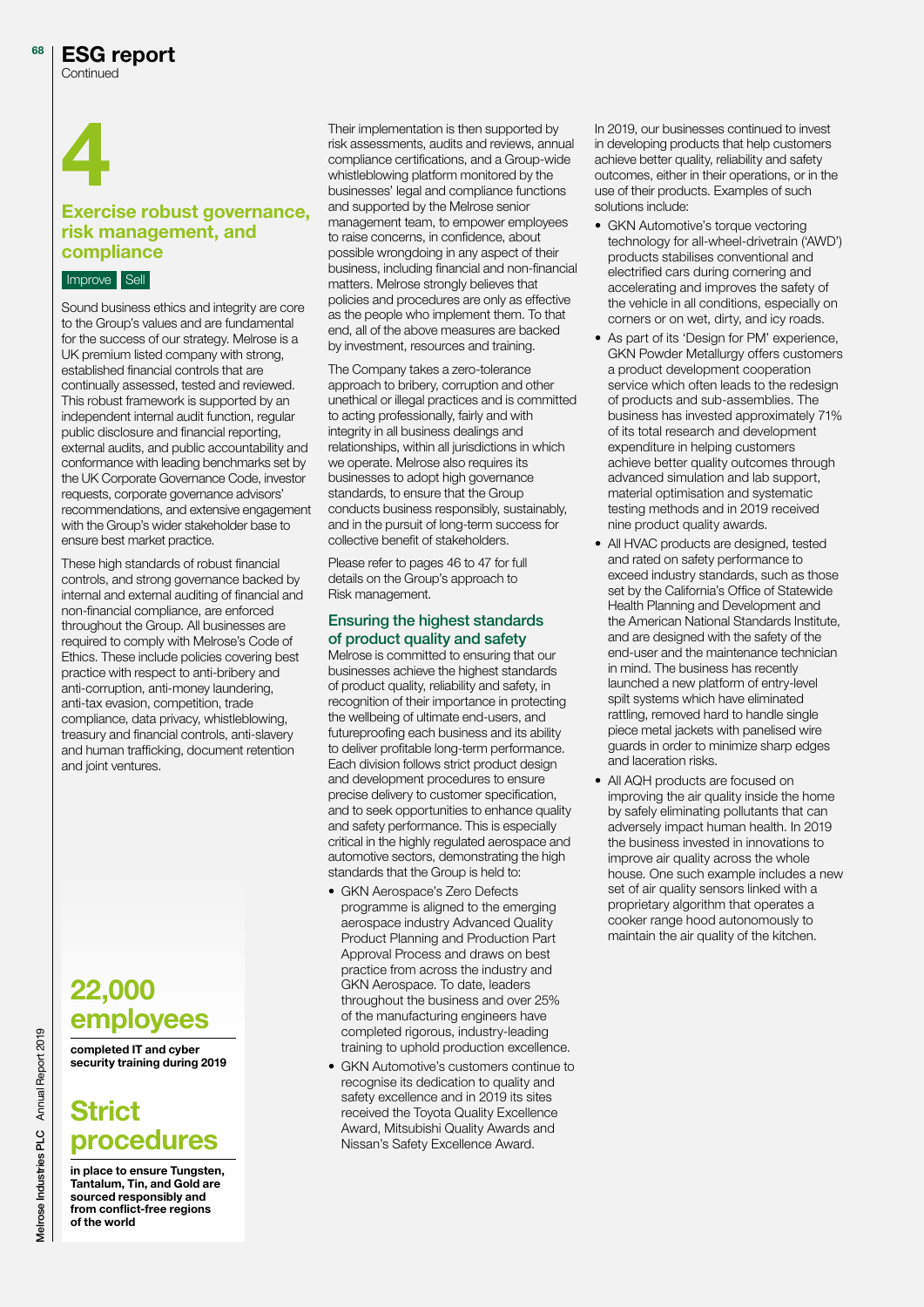# ESG report

Continued

## 4

## Exercise robust governance, risk management, and compliance

Improve Sell

Sound business ethics and integrity are core to the Group's values and are fundamental for the success of our strategy. Melrose is a UK premium listed company with strong, established financial controls that are continually assessed, tested and reviewed. This robust framework is supported by an independent internal audit function, regular public disclosure and financial reporting, external audits, and public accountability and conformance with leading benchmarks set by the UK Corporate Governance Code, investor requests, corporate governance advisors' recommendations, and extensive engagement with the Group's wider stakeholder base to ensure best market practice.

These high standards of robust financial controls, and strong governance backed by internal and external auditing of financial and non-financial compliance, are enforced throughout the Group. All businesses are required to comply with Melrose's Code of Ethics. These include policies covering best practice with respect to anti-bribery and anti-corruption, anti-money laundering, anti-tax evasion, competition, trade compliance, data privacy, whistleblowing, treasury and financial controls, anti-slavery and human trafficking, document retention and joint ventures.

**22,000 employees**

**completed IT and cyber security training during 2019**

**Strict procedures**

**in place to ensure Tungsten, Tantalum, Tin, and Gold are sourced responsibly and from conflict-free regions of the world**

Their implementation is then supported by risk assessments, audits and reviews, annual compliance certifications, and a Group-wide whistleblowing platform monitored by the businesses' legal and compliance functions and supported by the Melrose senior management team, to empower employees to raise concerns, in confidence, about possible wrongdoing in any aspect of their business, including financial and non-financial matters. Melrose strongly believes that policies and procedures are only as effective as the people who implement them. To that end, all of the above measures are backed by investment, resources and training.

The Company takes a zero-tolerance approach to bribery, corruption and other unethical or illegal practices and is committed to acting professionally, fairly and with integrity in all business dealings and relationships, within all jurisdictions in which we operate. Melrose also requires its businesses to adopt high governance standards, to ensure that the Group conducts business responsibly, sustainably, and in the pursuit of long-term success for collective benefit of stakeholders.

Please refer to pages 46 to 47 for full details on the Group's approach to Risk management.

### Ensuring the highest standards of product quality and safety

Melrose is committed to ensuring that our businesses achieve the highest standards of product quality, reliability and safety, in recognition of their importance in protecting the wellbeing of ultimate end-users, and futureproofing each business and its ability to deliver profitable long-term performance. Each division follows strict product design and development procedures to ensure precise delivery to customer specification, and to seek opportunities to enhance quality and safety performance. This is especially critical in the highly regulated aerospace and automotive sectors, demonstrating the high standards that the Group is held to:

- GKN Aerospace's Zero Defects programme is aligned to the emerging aerospace industry Advanced Quality Product Planning and Production Part Approval Process and draws on best practice from across the industry and GKN Aerospace. To date, leaders throughout the business and over 25% of the manufacturing engineers have completed rigorous, industry-leading training to uphold production excellence.
- GKN Automotive's customers continue to recognise its dedication to quality and safety excellence and in 2019 its sites received the Toyota Quality Excellence Award, Mitsubishi Quality Awards and Nissan's Safety Excellence Award.

In 2019, our businesses continued to invest in developing products that help customers achieve better quality, reliability and safety outcomes, either in their operations, or in the use of their products. Examples of such solutions include:

- GKN Automotive's torque vectoring technology for all-wheel-drivetrain ('AWD') products stabilises conventional and electrified cars during cornering and accelerating and improves the safety of the vehicle in all conditions, especially on corners or on wet, dirty, and icy roads.
- As part of its 'Design for PM' experience, GKN Powder Metallurgy offers customers a product development cooperation service which often leads to the redesign of products and sub-assemblies. The business has invested approximately 71% of its total research and development expenditure in helping customers achieve better quality outcomes through advanced simulation and lab support, material optimisation and systematic testing methods and in 2019 received nine product quality awards.
- All HVAC products are designed, tested and rated on safety performance to exceed industry standards, such as those set by the California's Office of Statewide Health Planning and Development and the American National Standards Institute, and are designed with the safety of the end-user and the maintenance technician in mind. The business has recently launched a new platform of entry-level spilt systems which have eliminated rattling, removed hard to handle single piece metal jackets with panelised wire guards in order to minimize sharp edges and laceration risks.
- All AQH products are focused on improving the air quality inside the home by safely eliminating pollutants that can adversely impact human health. In 2019 the business invested in innovations to improve air quality across the whole house. One such example includes a new set of air quality sensors linked with a proprietary algorithm that operates a cooker range hood autonomously to maintain the air quality of the kitchen.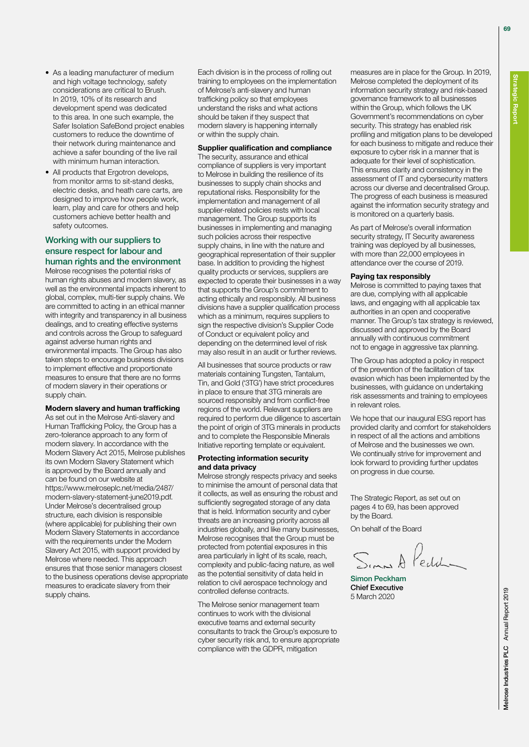- As a leading manufacturer of medium and high voltage technology, safety considerations are critical to Brush. In 2019, 10% of its research and development spend was dedicated to this area. In one such example, the Safer Isolation SafeBond project enables customers to reduce the downtime of their network during maintenance and achieve a safer bounding of the live rail with minimum human interaction.
- All products that Ergotron develops, from monitor arms to sit-stand desks, electric desks, and heath care carts, are designed to improve how people work, learn, play and care for others and help customers achieve better health and safety outcomes.

## Working with our suppliers to ensure respect for labour and human rights and the environment

Melrose recognises the potential risks of human rights abuses and modern slavery, as well as the environmental impacts inherent to global, complex, multi-tier supply chains. We are committed to acting in an ethical manner with integrity and transparency in all business dealings, and to creating effective systems and controls across the Group to safeguard against adverse human rights and environmental impacts. The Group has also taken steps to encourage business divisions to implement effective and proportionate measures to ensure that there are no forms of modern slavery in their operations or supply chain.

**Modern slavery and human trafficking**

As set out in the Melrose Anti-slavery and Human Trafficking Policy, the Group has a zero-tolerance approach to any form of modern slavery. In accordance with the Modern Slavery Act 2015, Melrose publishes its own Modern Slavery Statement which is approved by the Board annually and can be found on our website at https://www.melroseplc.net/media/2487/modern-slavery-statement-june2019.pdf. Under Melrose's decentralised group structure, each division is responsible (where applicable) for publishing their own Modern Slavery Statements in accordance with the requirements under the Modern Slavery Act 2015, with support provided by Melrose where needed. This approach ensures that those senior managers closest to the business operations devise appropriate measures to eradicate slavery from their supply chains.

Each division is in the process of rolling out training to employees on the implementation of Melrose's anti-slavery and human trafficking policy so that employees understand the risks and what actions should be taken if they suspect that modern slavery is happening internally or within the supply chain.

**Supplier qualification and compliance**

The security, assurance and ethical compliance of suppliers is very important to Melrose in building the resilience of its businesses to supply chain shocks and reputational risks. Responsibility for the implementation and management of all supplier-related policies rests with local management. The Group supports its businesses in implementing and managing such policies across their respective supply chains, in line with the nature and geographical representation of their supplier base. In addition to providing the highest quality products or services, suppliers are expected to operate their businesses in a way that supports the Group's commitment to acting ethically and responsibly. All business divisions have a supplier qualification process which as a minimum, requires suppliers to sign the respective division's Supplier Code of Conduct or equivalent policy and depending on the determined level of risk may also result in an audit or further reviews.

All businesses that source products or raw materials containing Tungsten, Tantalum, Tin, and Gold ('3TG') have strict procedures in place to ensure that 3TG minerals are sourced responsibly and from conflict-free regions of the world. Relevant suppliers are required to perform due diligence to ascertain the point of origin of 3TG minerals in products and to complete the Responsible Minerals Initiative reporting template or equivalent.

**Protecting information security and data privacy**

Melrose strongly respects privacy and seeks to minimise the amount of personal data that it collects, as well as ensuring the robust and sufficiently segregated storage of any data that is held. Information security and cyber threats are an increasing priority across all industries globally, and like many businesses, Melrose recognises that the Group must be protected from potential exposures in this area particularly in light of its scale, reach, complexity and public-facing nature, as well as the potential sensitivity of data held in relation to civil aerospace technology and controlled defense contracts.

The Melrose senior management team continues to work with the divisional executive teams and external security consultants to track the Group's exposure to cyber security risk and, to ensure appropriate compliance with the GDPR, mitigation measures are in place for the Group. In 2019, Melrose completed the deployment of its information security strategy and risk-based governance framework to all businesses within the Group, which follows the UK Government's recommendations on cyber security. This strategy has enabled risk profiling and mitigation plans to be developed for each business to mitigate and reduce their exposure to cyber risk in a manner that is adequate for their level of sophistication. This ensures clarity and consistency in the assessment of IT and cybersecurity matters across our diverse and decentralised Group. The progress of each business is measured against the information security strategy and is monitored on a quarterly basis.

As part of Melrose's overall information security strategy, IT Security awareness training was deployed by all businesses, with more than 22,000 employees in attendance over the course of 2019.

**Paying tax responsibly**

Melrose is committed to paying taxes that are due, complying with all applicable laws, and engaging with all applicable tax authorities in an open and cooperative manner. The Group's tax strategy is reviewed, discussed and approved by the Board annually with continuous commitment not to engage in aggressive tax planning.

The Group has adopted a policy in respect of the prevention of the facilitation of tax evasion which has been implemented by the businesses, with guidance on undertaking risk assessments and training to employees in relevant roles.

We hope that our inaugural ESG report has provided clarity and comfort for stakeholders in respect of all the actions and ambitions of Melrose and the businesses we own. We continually strive for improvement and look forward to providing further updates on progress in due course.

The Strategic Report, as set out on pages 4 to 69, has been approved by the Board.

On behalf of the Board

Simon Peckham
**Chief Executive**
5 March 2020